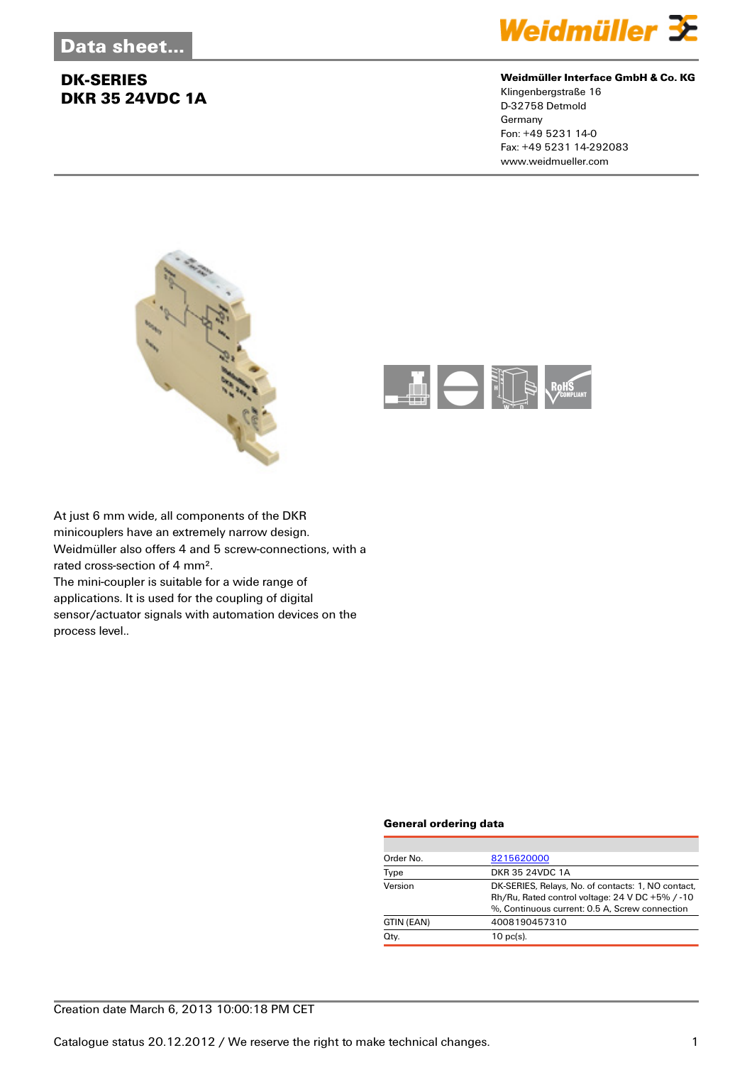# DK-SERIES
# DKR 35 24VDC 1A

**Weidmüller Interface GmbH & Co. KG**
Klingenbergstraße 16
D-32758 Detmold
Germany
Fon: +49 5231 14-0
Fax: +49 5231 14-292083
www.weidmueller.com

At just 6 mm wide, all components of the DKR minicouplers have an extremely narrow design. Weidmüller also offers 4 and 5 screw-connections, with a rated cross-section of 4 mm².
The mini-coupler is suitable for a wide range of applications. It is used for the coupling of digital sensor/actuator signals with automation devices on the process level..

### General ordering data

| | |
|---|---|
| Order No. | 8215620000 |
| Type | DKR 35 24VDC 1A |
| Version | DK-SERIES, Relays, No. of contacts: 1, NO contact, Rh/Ru, Rated control voltage: 24 V DC +5% / -10 %, Continuous current: 0.5 A, Screw connection |
| GTIN (EAN) | 4008190457310 |
| Qty. | 10 pc(s). |

Creation date March 6, 2013 10:00:18 PM CET

Catalogue status 20.12.2012 / We reserve the right to make technical changes.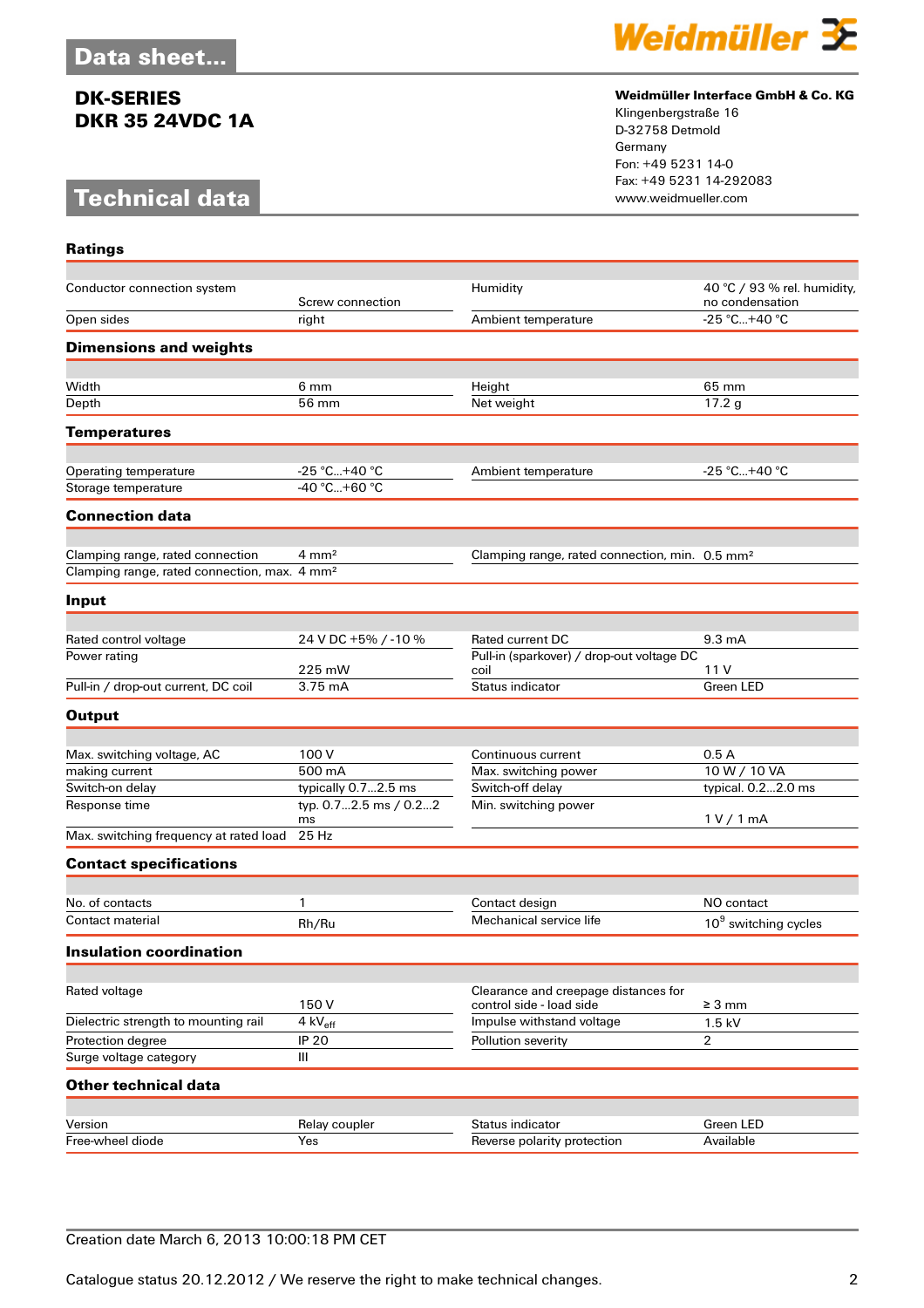## Data sheet...

**DK-SERIES**
**DKR 35 24VDC 1A**

## Technical data

**Weidmüller Interface GmbH & Co. KG**
Klingenbergstraße 16
D-32758 Detmold
Germany
Fon: +49 5231 14-0
Fax: +49 5231 14-292083
www.weidmueller.com

### Ratings

| | | | |
|---|---|---|---|
| Conductor connection system | Screw connection | Humidity | 40 °C / 93 % rel. humidity, no condensation |
| Open sides | right | Ambient temperature | -25 °C...+40 °C |

### Dimensions and weights

| | | | |
|---|---|---|---|
| Width | 6 mm | Height | 65 mm |
| Depth | 56 mm | Net weight | 17.2 g |

### Temperatures

| | | | |
|---|---|---|---|
| Operating temperature | -25 °C...+40 °C | Ambient temperature | -25 °C...+40 °C |
| Storage temperature | -40 °C...+60 °C | | |

### Connection data

| | | | |
|---|---|---|---|
| Clamping range, rated connection | 4 mm² | Clamping range, rated connection, min. | 0.5 mm² |
| Clamping range, rated connection, max. | 4 mm² | | |

### Input

| | | | |
|---|---|---|---|
| Rated control voltage | 24 V DC +5% / -10 % | Rated current DC | 9.3 mA |
| Power rating | 225 mW | Pull-in (sparkover) / drop-out voltage DC coil | 11 V |
| Pull-in / drop-out current, DC coil | 3.75 mA | Status indicator | Green LED |

### Output

| | | | |
|---|---|---|---|
| Max. switching voltage, AC | 100 V | Continuous current | 0.5 A |
| making current | 500 mA | Max. switching power | 10 W / 10 VA |
| Switch-on delay | typically 0.7...2.5 ms | Switch-off delay | typical. 0.2...2.0 ms |
| Response time | typ. 0.7...2.5 ms / 0.2...2 ms | Min. switching power | 1 V / 1 mA |
| Max. switching frequency at rated load | 25 Hz | | |

### Contact specifications

| | | | |
|---|---|---|---|
| No. of contacts | 1 | Contact design | NO contact |
| Contact material | Rh/Ru | Mechanical service life | $10^9$ switching cycles |

### Insulation coordination

| | | | |
|---|---|---|---|
| Rated voltage | 150 V | Clearance and creepage distances for control side - load side | ≥ 3 mm |
| Dielectric strength to mounting rail | 4 $kV_{eff}$ | Impulse withstand voltage | 1.5 kV |
| Protection degree | IP 20 | Pollution severity | 2 |
| Surge voltage category | III | | |

### Other technical data

| | | | |
|---|---|---|---|
| Version | Relay coupler | Status indicator | Green LED |
| Free-wheel diode | Yes | Reverse polarity protection | Available |

Creation date March 6, 2013 10:00:18 PM CET

Catalogue status 20.12.2012 / We reserve the right to make technical changes.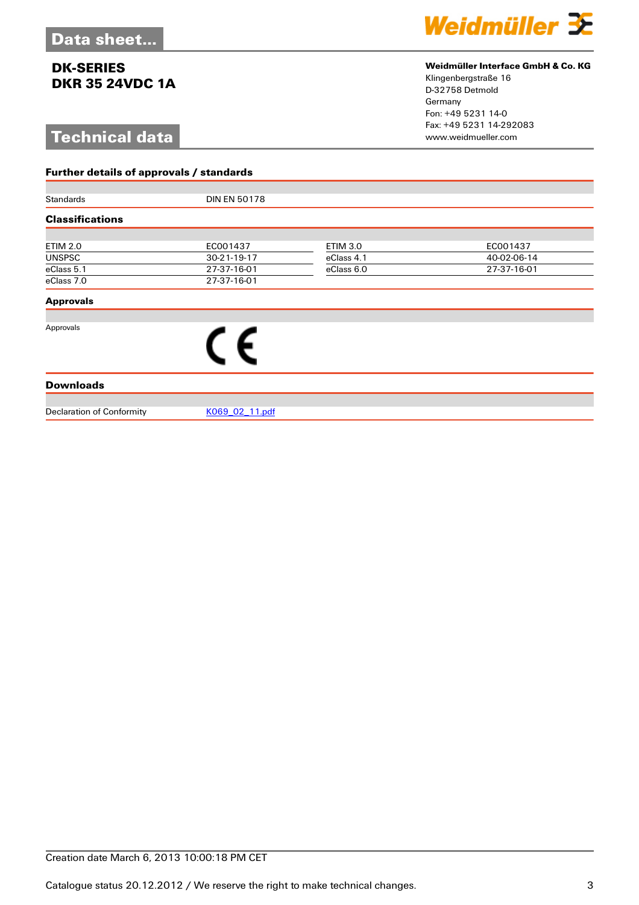# Data sheet...

## DK-SERIES
## DKR 35 24VDC 1A

**Weidmüller Interface GmbH & Co. KG**
Klingenbergstraße 16
D-32758 Detmold
Germany
Fon: +49 5231 14-0
Fax: +49 5231 14-292083
www.weidmueller.com

# Technical data

### Further details of approvals / standards

| | |
|---|---|
| Standards | DIN EN 50178 |

### Classifications

| | | | |
|---|---|---|---|
| ETIM 2.0 | EC001437 | ETIM 3.0 | EC001437 |
| UNSPSC | 30-21-19-17 | eClass 4.1 | 40-02-06-14 |
| eClass 5.1 | 27-37-16-01 | eClass 6.0 | 27-37-16-01 |
| eClass 7.0 | 27-37-16-01 | | |

### Approvals

| | |
|---|---|
| Approvals | CE |

### Downloads

| | |
|---|---|
| Declaration of Conformity | K069_02_11.pdf |

Creation date March 6, 2013 10:00:18 PM CET

Catalogue status 20.12.2012 / We reserve the right to make technical changes.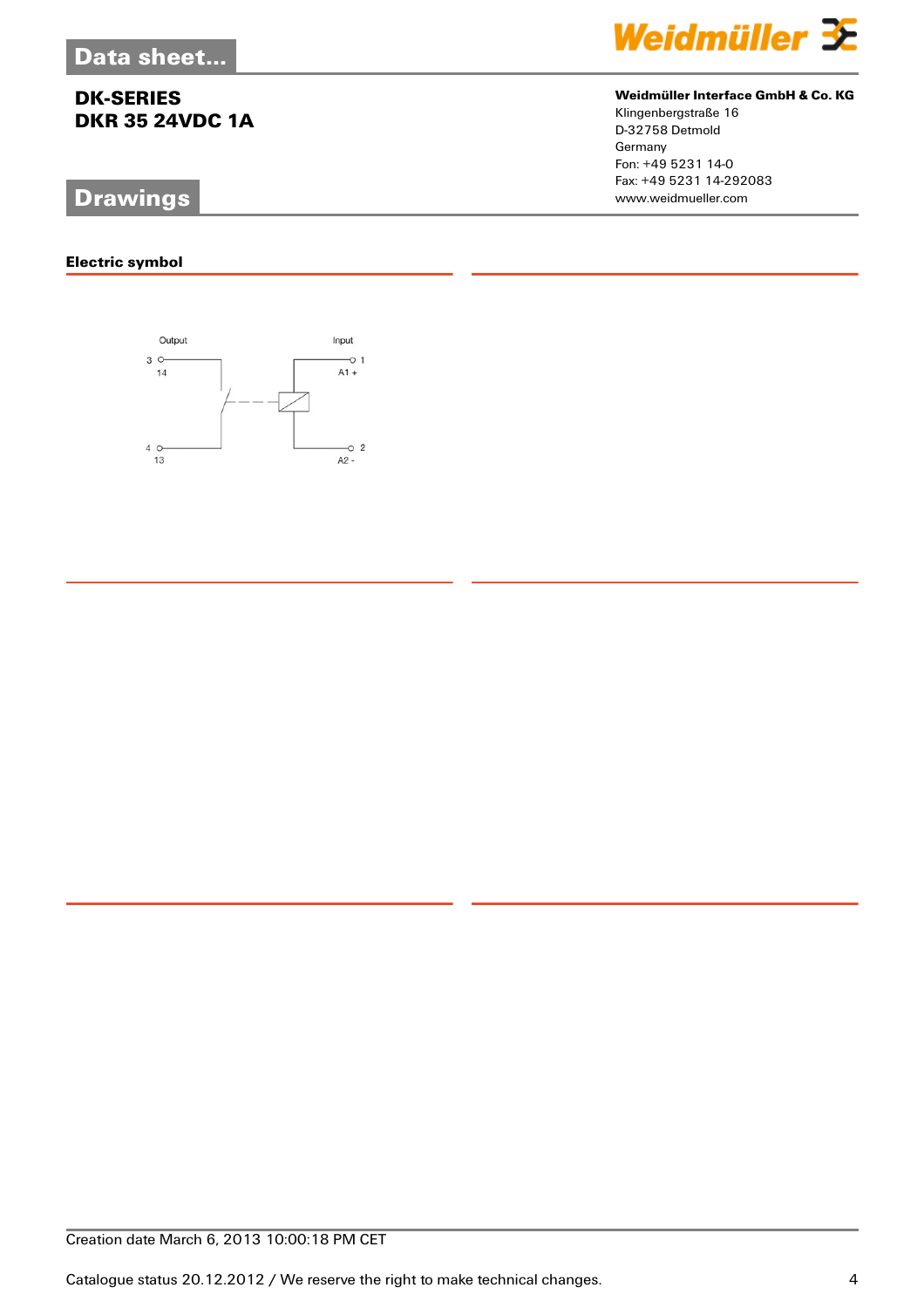## Data sheet...

**DK-SERIES**
**DKR 35 24VDC 1A**

**Weidmüller Interface GmbH & Co. KG**
Klingenbergstraße 16
D-32758 Detmold
Germany
Fon: +49 5231 14-0
Fax: +49 5231 14-292083
www.weidmueller.com

## Drawings

### Electric symbol

Output

3
14

4
13

Input

1
A1 +

2
A2 -

Creation date March 6, 2013 10:00:18 PM CET

Catalogue status 20.12.2012 / We reserve the right to make technical changes.